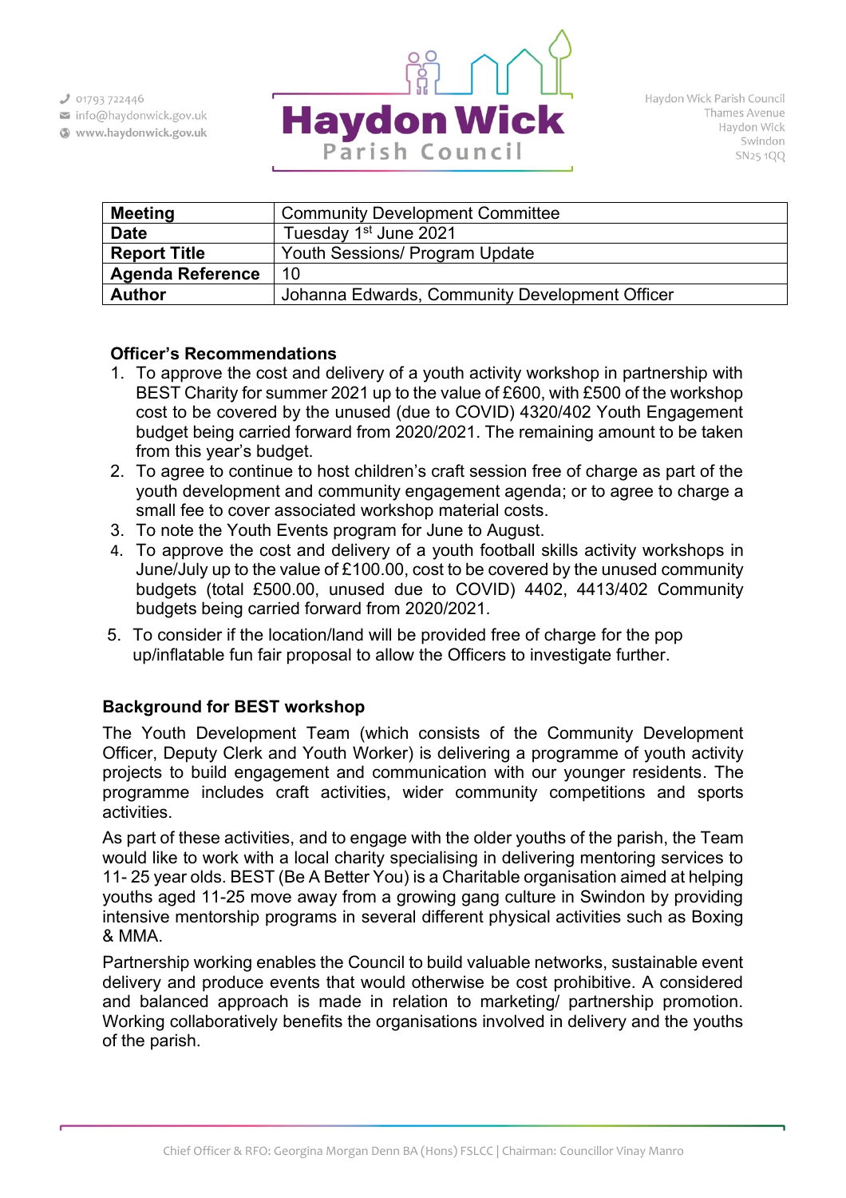| Meeting | Community Development Committee |
|---|---|
| Date | Tuesday 1st June 2021 |
| Report Title | Youth Sessions/ Program Update |
| Agenda Reference | 10 |
| Author | Johanna Edwards, Community Development Officer |

### Officer's Recommendations

1. To approve the cost and delivery of a youth activity workshop in partnership with BEST Charity for summer 2021 up to the value of £600, with £500 of the workshop cost to be covered by the unused (due to COVID) 4320/402 Youth Engagement budget being carried forward from 2020/2021. The remaining amount to be taken from this year's budget.
2. To agree to continue to host children's craft session free of charge as part of the youth development and community engagement agenda; or to agree to charge a small fee to cover associated workshop material costs.
3. To note the Youth Events program for June to August.
4. To approve the cost and delivery of a youth football skills activity workshops in June/July up to the value of £100.00, cost to be covered by the unused community budgets (total £500.00, unused due to COVID) 4402, 4413/402 Community budgets being carried forward from 2020/2021.
5. To consider if the location/land will be provided free of charge for the pop up/inflatable fun fair proposal to allow the Officers to investigate further.

### Background for BEST workshop

The Youth Development Team (which consists of the Community Development Officer, Deputy Clerk and Youth Worker) is delivering a programme of youth activity projects to build engagement and communication with our younger residents. The programme includes craft activities, wider community competitions and sports activities.

As part of these activities, and to engage with the older youths of the parish, the Team would like to work with a local charity specialising in delivering mentoring services to 11- 25 year olds. BEST (Be A Better You) is a Charitable organisation aimed at helping youths aged 11-25 move away from a growing gang culture in Swindon by providing intensive mentorship programs in several different physical activities such as Boxing & MMA.

Partnership working enables the Council to build valuable networks, sustainable event delivery and produce events that would otherwise be cost prohibitive. A considered and balanced approach is made in relation to marketing/ partnership promotion. Working collaboratively benefits the organisations involved in delivery and the youths of the parish.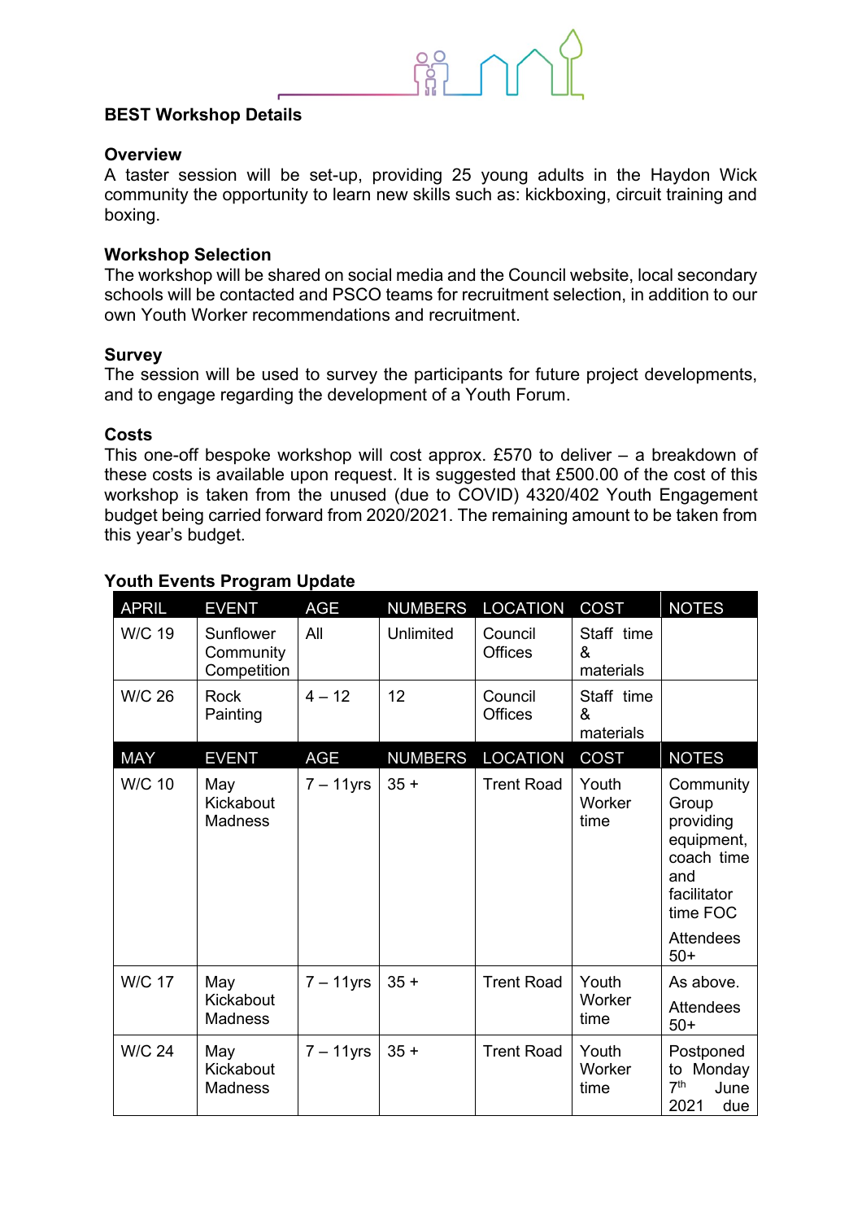**BEST Workshop Details**

**Overview**

A taster session will be set-up, providing 25 young adults in the Haydon Wick community the opportunity to learn new skills such as: kickboxing, circuit training and boxing.

**Workshop Selection**

The workshop will be shared on social media and the Council website, local secondary schools will be contacted and PSCO teams for recruitment selection, in addition to our own Youth Worker recommendations and recruitment.

**Survey**

The session will be used to survey the participants for future project developments, and to engage regarding the development of a Youth Forum.

**Costs**

This one-off bespoke workshop will cost approx. £570 to deliver – a breakdown of these costs is available upon request. It is suggested that £500.00 of the cost of this workshop is taken from the unused (due to COVID) 4320/402 Youth Engagement budget being carried forward from 2020/2021. The remaining amount to be taken from this year's budget.

**Youth Events Program Update**

| APRIL | EVENT | AGE | NUMBERS | LOCATION | COST | NOTES |
|---|---|---|---|---|---|---|
| W/C 19 | Sunflower Community Competition | All | Unlimited | Council Offices | Staff time & materials | |
| W/C 26 | Rock Painting | 4 – 12 | 12 | Council Offices | Staff time & materials | |
| **MAY** | **EVENT** | **AGE** | **NUMBERS** | **LOCATION** | **COST** | **NOTES** |
| W/C 10 | May Kickabout Madness | 7 – 11yrs | 35 + | Trent Road | Youth Worker time | Community Group providing equipment, coach time and facilitator time FOC<br><br>Attendees 50+ |
| W/C 17 | May Kickabout Madness | 7 – 11yrs | 35 + | Trent Road | Youth Worker time | As above.<br><br>Attendees 50+ |
| W/C 24 | May Kickabout Madness | 7 – 11yrs | 35 + | Trent Road | Youth Worker time | Postponed to Monday 7th June 2021 due |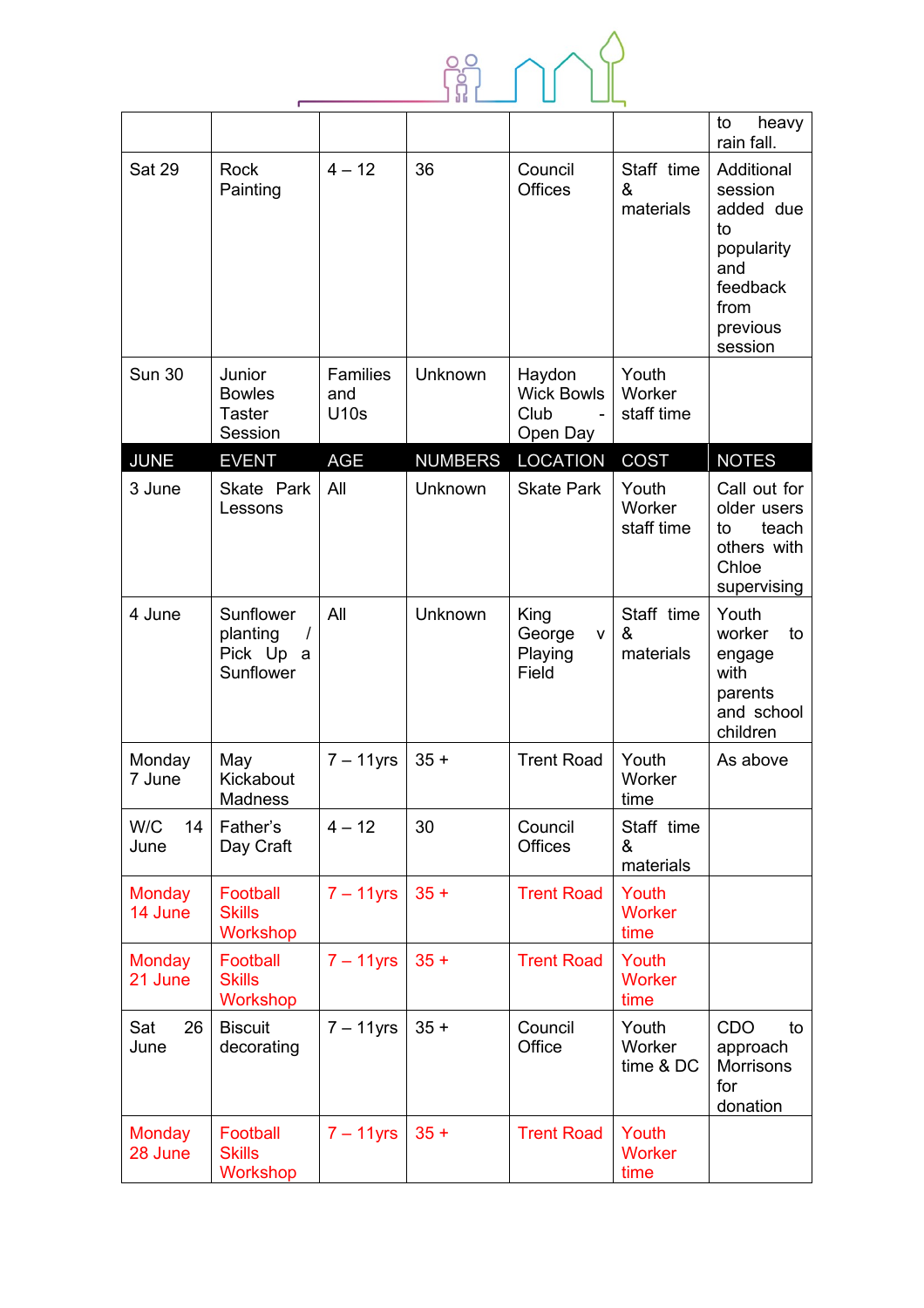|  |  |  |  |  |  | to heavy rain fall. |
|---|---|---|---|---|---|---|
| Sat 29 | Rock Painting | 4 – 12 | 36 | Council Offices | Staff time & materials | Additional session added due to popularity and feedback from previous session |
| Sun 30 | Junior Bowles Taster Session | Families and U10s | Unknown | Haydon Wick Bowls Club - Open Day | Youth Worker staff time |  |
| **JUNE** | **EVENT** | **AGE** | **NUMBERS** | **LOCATION** | **COST** | **NOTES** |
| 3 June | Skate Park Lessons | All | Unknown | Skate Park | Youth Worker staff time | Call out for older users to teach others with Chloe supervising |
| 4 June | Sunflower planting / Pick Up a Sunflower | All | Unknown | King George v Playing Field | Staff time & materials | Youth worker to engage with parents and school children |
| Monday 7 June | May Kickabout Madness | 7 – 11yrs | 35 + | Trent Road | Youth Worker time | As above |
| W/C 14 June | Father's Day Craft | 4 – 12 | 30 | Council Offices | Staff time & materials |  |
| Monday 14 June | Football Skills Workshop | 7 – 11yrs | 35 + | Trent Road | Youth Worker time |  |
| Monday 21 June | Football Skills Workshop | 7 – 11yrs | 35 + | Trent Road | Youth Worker time |  |
| Sat 26 June | Biscuit decorating | 7 – 11yrs | 35 + | Council Office | Youth Worker time & DC | CDO to approach Morrisons for donation |
| Monday 28 June | Football Skills Workshop | 7 – 11yrs | 35 + | Trent Road | Youth Worker time |  |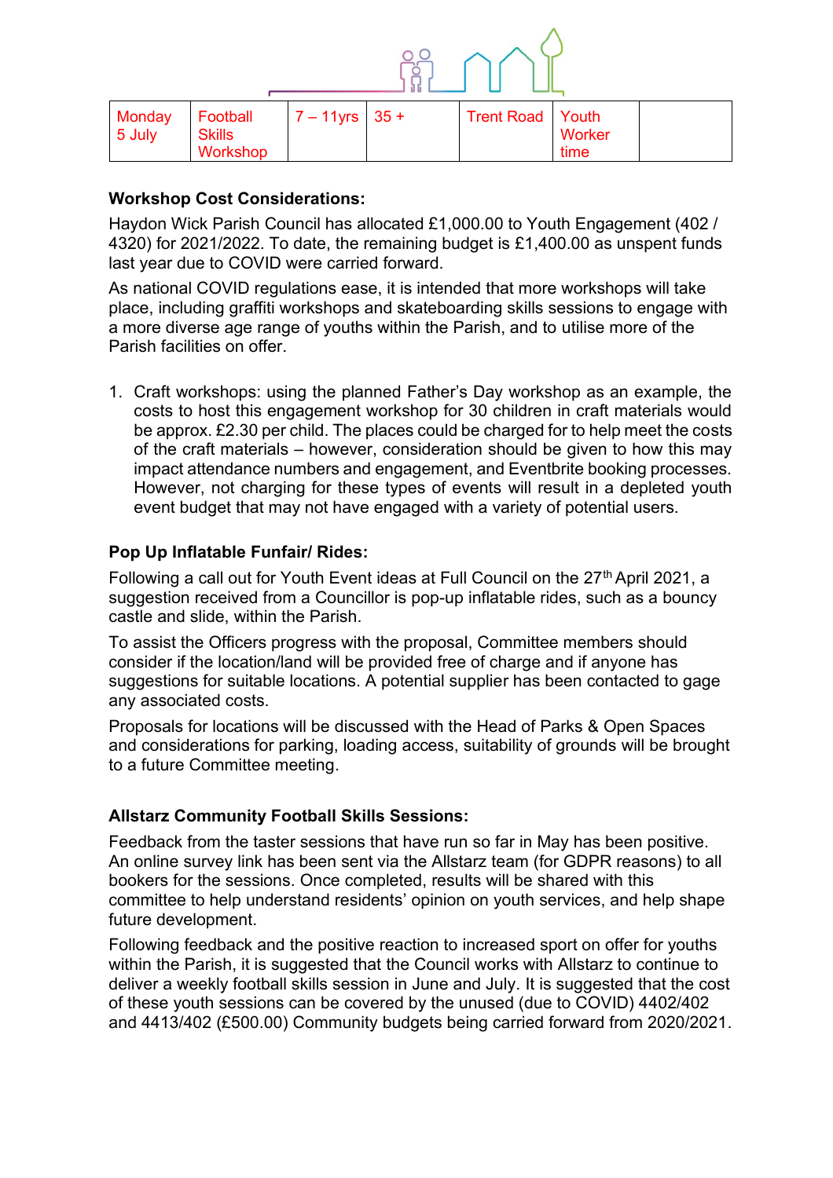| | | | | | | |
|---|---|---|---|---|---|---|
| Monday 5 July | Football Skills Workshop | 7 – 11yrs | 35 + | Trent Road | Youth Worker time | |

**Workshop Cost Considerations:**

Haydon Wick Parish Council has allocated £1,000.00 to Youth Engagement (402 / 4320) for 2021/2022. To date, the remaining budget is £1,400.00 as unspent funds last year due to COVID were carried forward.

As national COVID regulations ease, it is intended that more workshops will take place, including graffiti workshops and skateboarding skills sessions to engage with a more diverse age range of youths within the Parish, and to utilise more of the Parish facilities on offer.

1. Craft workshops: using the planned Father's Day workshop as an example, the costs to host this engagement workshop for 30 children in craft materials would be approx. £2.30 per child. The places could be charged for to help meet the costs of the craft materials – however, consideration should be given to how this may impact attendance numbers and engagement, and Eventbrite booking processes. However, not charging for these types of events will result in a depleted youth event budget that may not have engaged with a variety of potential users.

**Pop Up Inflatable Funfair/ Rides:**

Following a call out for Youth Event ideas at Full Council on the 27th April 2021, a suggestion received from a Councillor is pop-up inflatable rides, such as a bouncy castle and slide, within the Parish.

To assist the Officers progress with the proposal, Committee members should consider if the location/land will be provided free of charge and if anyone has suggestions for suitable locations. A potential supplier has been contacted to gage any associated costs.

Proposals for locations will be discussed with the Head of Parks & Open Spaces and considerations for parking, loading access, suitability of grounds will be brought to a future Committee meeting.

**Allstarz Community Football Skills Sessions:**

Feedback from the taster sessions that have run so far in May has been positive. An online survey link has been sent via the Allstarz team (for GDPR reasons) to all bookers for the sessions. Once completed, results will be shared with this committee to help understand residents' opinion on youth services, and help shape future development.

Following feedback and the positive reaction to increased sport on offer for youths within the Parish, it is suggested that the Council works with Allstarz to continue to deliver a weekly football skills session in June and July. It is suggested that the cost of these youth sessions can be covered by the unused (due to COVID) 4402/402 and 4413/402 (£500.00) Community budgets being carried forward from 2020/2021.